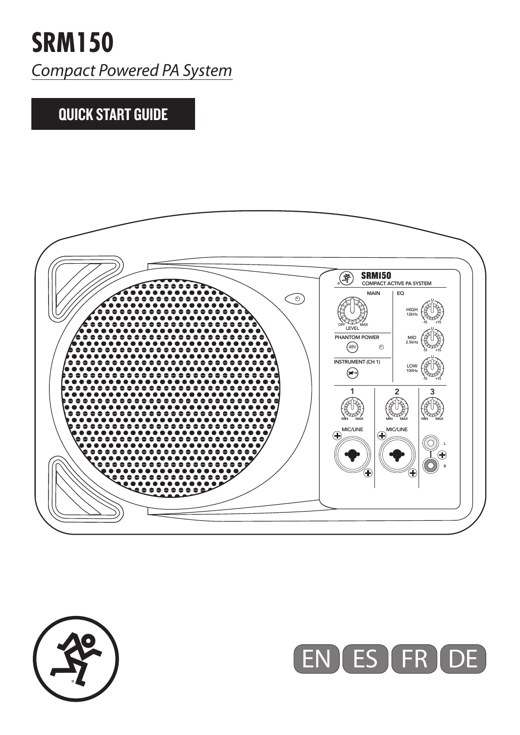# SRM150

*Compact Powered PA System*

## QUICK START GUIDE

EN ES FR DE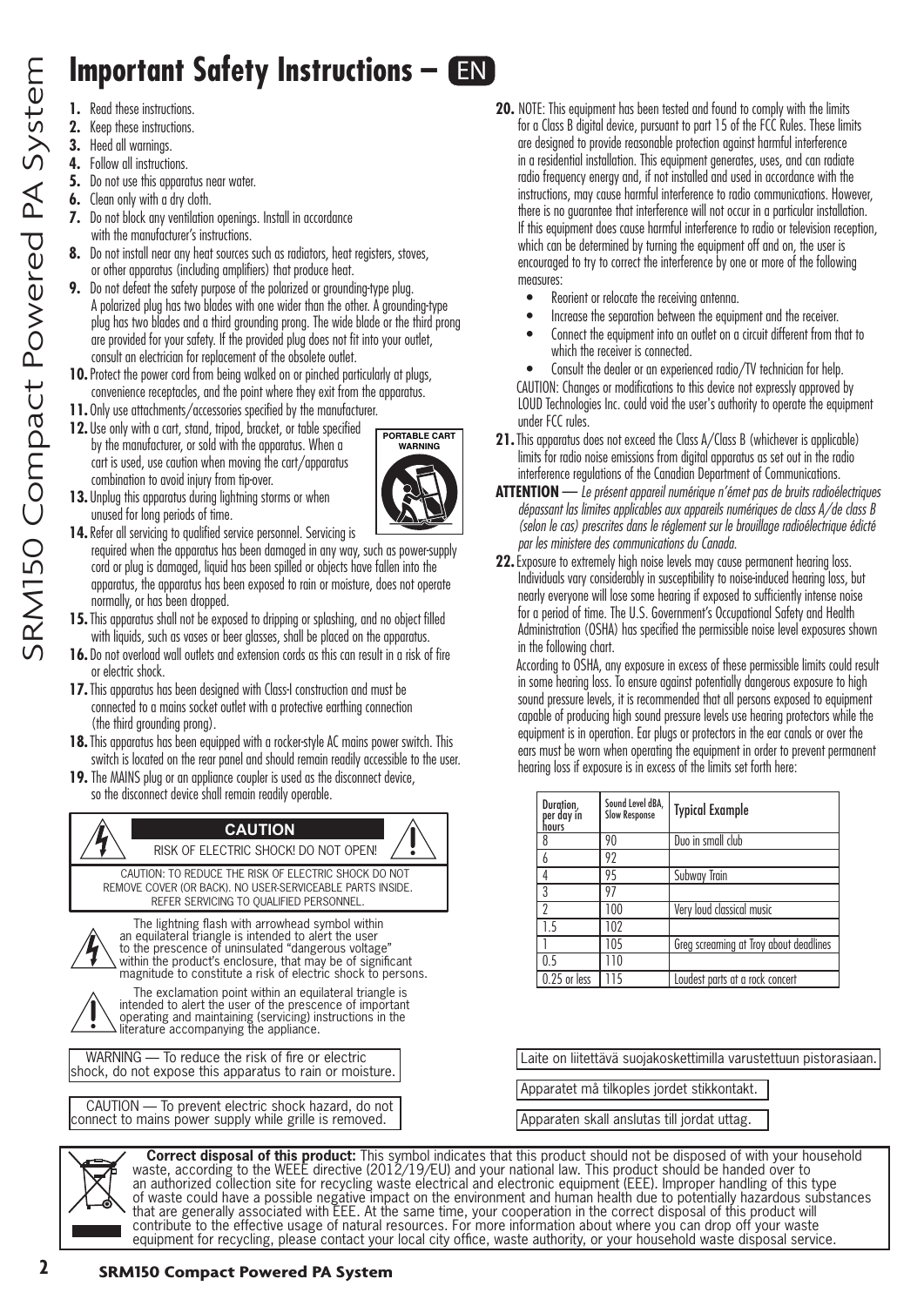# Important Safety Instructions – EN

1. Read these instructions.
2. Keep these instructions.
3. Heed all warnings.
4. Follow all instructions.
5. Do not use this apparatus near water.
6. Clean only with a dry cloth.
7. Do not block any ventilation openings. Install in accordance with the manufacturer's instructions.
8. Do not install near any heat sources such as radiators, heat registers, stoves, or other apparatus (including amplifiers) that produce heat.
9. Do not defeat the safety purpose of the polarized or grounding-type plug. A polarized plug has two blades with one wider than the other. A grounding-type plug has two blades and a third grounding prong. The wide blade or the third prong are provided for your safety. If the provided plug does not fit into your outlet, consult an electrician for replacement of the obsolete outlet.
10. Protect the power cord from being walked on or pinched particularly at plugs, convenience receptacles, and the point where they exit from the apparatus.
11. Only use attachments/accessories specified by the manufacturer.
12. Use only with a cart, stand, tripod, bracket, or table specified by the manufacturer, or sold with the apparatus. When a cart is used, use caution when moving the cart/apparatus combination to avoid injury from tip-over.

PORTABLE CART WARNING

13. Unplug this apparatus during lightning storms or when unused for long periods of time.
14. Refer all servicing to qualified service personnel. Servicing is required when the apparatus has been damaged in any way, such as power-supply cord or plug is damaged, liquid has been spilled or objects have fallen into the apparatus, the apparatus has been exposed to rain or moisture, does not operate normally, or has been dropped.
15. This apparatus shall not be exposed to dripping or splashing, and no object filled with liquids, such as vases or beer glasses, shall be placed on the apparatus.
16. Do not overload wall outlets and extension cords as this can result in a risk of fire or electric shock.
17. This apparatus has been designed with Class-I construction and must be connected to a mains socket outlet with a protective earthing connection (the third grounding prong).
18. This apparatus has been equipped with a rocker-style AC mains power switch. This switch is located on the rear panel and should remain readily accessible to the user.
19. The MAINS plug or an appliance coupler is used as the disconnect device, so the disconnect device shall remain readily operable.

**CAUTION**

RISK OF ELECTRIC SHOCK! DO NOT OPEN!

CAUTION: TO REDUCE THE RISK OF ELECTRIC SHOCK DO NOT REMOVE COVER (OR BACK). NO USER-SERVICEABLE PARTS INSIDE. REFER SERVICING TO QUALIFIED PERSONNEL.

The lightning flash with arrowhead symbol within an equilateral triangle is intended to alert the user to the prescence of uninsulated "dangerous voltage" within the product's enclosure, that may be of significant magnitude to constitute a risk of electric shock to persons.

The exclamation point within an equilateral triangle is intended to alert the user of the prescence of important operating and maintaining (servicing) instructions in the literature accompanying the appliance.

WARNING — To reduce the risk of fire or electric shock, do not expose this apparatus to rain or moisture.

CAUTION — To prevent electric shock hazard, do not connect to mains power supply while grille is removed.

20. NOTE: This equipment has been tested and found to comply with the limits for a Class B digital device, pursuant to part 15 of the FCC Rules. These limits are designed to provide reasonable protection against harmful interference in a residential installation. This equipment generates, uses, and can radiate radio frequency energy and, if not installed and used in accordance with the instructions, may cause harmful interference to radio communications. However, there is no guarantee that interference will not occur in a particular installation. If this equipment does cause harmful interference to radio or television reception, which can be determined by turning the equipment off and on, the user is encouraged to try to correct the interference by one or more of the following measures:
    - Reorient or relocate the receiving antenna.
    - Increase the separation between the equipment and the receiver.
    - Connect the equipment into an outlet on a circuit different from that to which the receiver is connected.
    - Consult the dealer or an experienced radio/TV technician for help.

    CAUTION: Changes or modifications to this device not expressly approved by LOUD Technologies Inc. could void the user's authority to operate the equipment under FCC rules.
21. This apparatus does not exceed the Class A/Class B (whichever is applicable) limits for radio noise emissions from digital apparatus as set out in the radio interference regulations of the Canadian Department of Communications.

**ATTENTION** — *Le présent appareil numérique n'émet pas de bruits radioélectriques dépassant las limites applicables aux appareils numériques de class A/de class B (selon le cas) prescrites dans le réglement sur le brouillage radioélectrique édicté par les ministere des communications du Canada.*

22. Exposure to extremely high noise levels may cause permanent hearing loss. Individuals vary considerably in susceptibility to noise-induced hearing loss, but nearly everyone will lose some hearing if exposed to sufficiently intense noise for a period of time. The U.S. Government's Occupational Safety and Health Administration (OSHA) has specified the permissible noise level exposures shown in the following chart.

    According to OSHA, any exposure in excess of these permissible limits could result in some hearing loss. To ensure against potentially dangerous exposure to high sound pressure levels, it is recommended that all persons exposed to equipment capable of producing high sound pressure levels use hearing protectors while the equipment is in operation. Ear plugs or protectors in the ear canals or over the ears must be worn when operating the equipment in order to prevent permanent hearing loss if exposure is in excess of the limits set forth here:

| Duration, per day in hours | Sound Level dBA, Slow Response | Typical Example |
|---|---|---|
| 8 | 90 | Duo in small club |
| 6 | 92 | |
| 4 | 95 | Subway Train |
| 3 | 97 | |
| 2 | 100 | Very loud classical music |
| 1.5 | 102 | |
| 1 | 105 | Greg screaming at Troy about deadlines |
| 0.5 | 110 | |
| 0.25 or less | 115 | Loudest parts at a rock concert |

Laite on liitettävä suojakoskettimilla varustettuun pistorasiaan.

Apparatet må tilkoples jordet stikkontakt.

Apparaten skall anslutas till jordat uttag.

**Correct disposal of this product:** This symbol indicates that this product should not be disposed of with your household waste, according to the WEEE directive (2012/19/EU) and your national law. This product should be handed over to an authorized collection site for recycling waste electrical and electronic equipment (EEE). Improper handling of this type of waste could have a possible negative impact on the environment and human health due to potentially hazardous substances that are generally associated with EEE. At the same time, your cooperation in the correct disposal of this product will contribute to the effective usage of natural resources. For more information about where you can drop off your waste equipment for recycling, please contact your local city office, waste authority, or your household waste disposal service.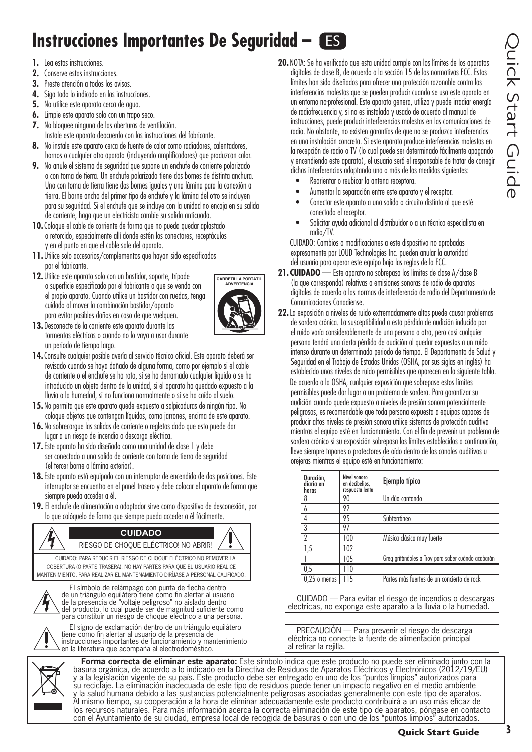# Instrucciones Importantes De Seguridad – ES

1. Lea estas instrucciones.
2. Conserve estas instrucciones.
3. Preste atención a todos los avisos.
4. Siga todo lo indicado en las instrucciones.
5. No utilice este aparato cerca de agua.
6. Limpie este aparato solo con un trapo seco.
7. No bloquee ninguna de las aberturas de ventilación. Instale este aparato deacuerdo con las instrucciones del fabricante.
8. No instale este aparato cerca de fuente de calor como radiadores, calentadores, hornos o cualquier otro aparato (incluyendo amplificadores) que produzcan calor.
9. No anule el sistema de seguridad que supone un enchufe de corriente polarizado o con toma de tierra. Un enchufe polarizado tiene dos bornes de distinta anchura. Uno con toma de tierra tiene dos bornes iguales y una lámina para la conexión a tierra. El borne ancho del primer tipo de enchufe y la lámina del otro se incluyen para su seguridad. Si el enchufe que se incluye con la unidad no encaja en su salida de corriente, haga que un electricista cambie su salida anticuada.
10. Coloque el cable de corriente de forma que no pueda quedar aplastado o retorcido, especialmente allí donde estén los conectores, receptáculos y en el punto en que el cable sale del aparato.
11. Utilice solo accesorios/complementos que hayan sido especificados por el fabricante.
12. Utilice este aparato solo con un bastidor, soporte, trípode o superficie especificado por el fabricante o que se venda con el propio aparato. Cuando utilice un bastidor con ruedas, tenga cuidado al mover la combinación bastidor/aparato para evitar posibles daños en caso de que vuelquen.

CARRETILLA PORTÁTIL ADVERTENCIA

13. Desconecte de la corriente este aparato durante las tormentas eléctricas o cuando no lo vaya a usar durante un periodo de tiempo largo.
14. Consulte cualquier posible avería al servicio técnico oficial. Este aparato deberá ser revisado cuando se haya dañado de alguna forma, como por ejemplo si el cable de corriente o el enchufe se ha roto, si se ha derramado cualquier líquido o se ha introducido un objeto dentro de la unidad, si el aparato ha quedado expuesto a la lluvia o la humedad, si no funciona normalmente o si se ha caído al suelo.
15. No permita que este aparato quede expuesto a salpicaduras de ningún tipo. No coloque objetos que contengan líquidos, como jarrones, encima de este aparato.
16. No sobrecargue las salidas de corriente o regletas dado que esto puede dar lugar a un riesgo de incendio o descarga eléctrica.
17. Este aparato ha sido diseñado como una unidad de clase 1 y debe ser conectado a una salida de corriente con toma de tierra de seguridad (el tercer borne o lámina exterior).
18. Este aparato está equipado con un interruptor de encendido de dos posiciones. Este interruptor se encuentra en el panel trasero y debe colocar el aparato de forma que siempre pueda acceder a él.
19. El enchufe de alimentación o adaptador sirve como dispositivo de desconexión, por lo que colóquelo de forma que siempre pueda acceder a él fácilmente.

**CUIDADO**

RIESGO DE CHOQUE ELÉCTRICO! NO ABRIR!

CUIDADO: PARA REDUCIR EL RIESGO DE CHOQUE ELÉCTRICO NO REMOVER LA COBERTURA (O PARTE TRASERA). NO HAY PARTES PARA QUE EL USUARIO REALICE MANTENIMIENTO. PARA REALIZAR EL MANTENIMIENTO DIRÍJASE A PERSONAL CALIFICADO.

El símbolo de relámpago con punta de flecha dentro de un triángulo equilátero tiene como fin alertar al usuario de la presencia de "voltaje peligroso" no aislado dentro del producto, lo cual puede ser de magnitud suficiente como para constituir un riesgo de choque eléctrico a una persona.

El signo de exclamación dentro de un triángulo equilátero tiene como fin alertar al usuario de la presencia de instrucciones importantes de funcionamiento y mantenimiento en la literatura que acompaña al electrodoméstico.

20. NOTA: Se ha verificado que esta unidad cumple con los límites de los aparatos digitales de clase B, de acuerdo a la sección 15 de las normativas FCC. Estos límites han sido diseñados para ofrecer una protección razonable contra las interferencias molestas que se pueden producir cuando se usa este aparato en un entorno no-profesional. Este aparato genera, utiliza y puede irradiar energía de radiofrecuencia y, si no es instalado y usado de acuerdo al manual de instrucciones, puede producir interferencias molestas en las comunicaciones de radio. No obstante, no existen garantías de que no se produzca interferencias en una instalación concreta. Si este aparato produce interferencias molestas en la recepción de radio o TV (lo cual puede ser determinado fácilmente apagando y encendiendo este aparato), el usuario será el responsable de tratar de corregir dichas interferencias adoptando una o más de las medidas siguientes:
   - Reorientar o reubicar la antena receptora.
   - Aumentar la separación entre este aparato y el receptor.
   - Conectar este aparato a una salida o circuito distinto al que esté conectado el receptor.
   - Solicitar ayuda adicional al distribuidor o a un técnico especialista en radio/TV.

   CUIDADO: Cambios o modificaciones a este dispositivo no aprobadas expresamente por LOUD Technologies Inc. pueden anular la autoridad del usuario para operar este equipo bajo las reglas de la FCC.
21. **CUIDADO** — Este aparato no sobrepasa los límites de clase A/clase B (la que corresponda) relativas a emisiones sonoras de radio de aparatos digitales de acuerdo a las normas de interferencia de radio del Departamento de Comunicaciones Canadiense.
22. La exposición a niveles de ruido extremadamente altos puede causar problemas de sordera crónica. La susceptibilidad a esta pérdida de audición inducida por el ruido varía considerablemente de una persona a otra, pero casi cualquier persona tendrá una cierta pérdida de audición al quedar expuestos a un ruido intenso durante un determinado periodo de tiempo. El Departamento de Salud y Seguridad en el Trabajo de Estados Unidos (OSHA, por sus siglas en inglés) ha establecido unos niveles de ruido permisibles que aparecen en la siguiente tabla. De acuerdo a la OSHA, cualquier exposición que sobrepase estos límites permisibles puede dar lugar a un problema de sordera. Para garantizar su audición cuando quede expuesto a niveles de presión sonora potencialmente peligrosos, es recomendable que toda persona expuesta a equipos capaces de producir altos niveles de presión sonora utilice sistemas de protección auditiva mientras el equipo esté en funcionamiento. Con el fin de prevenir un problema de sordera crónico si su exposición sobrepasa los límites establecidos a continuación, lleve siempre tapones o protectores de oído dentro de los canales auditivos u orejeras mientras el equipo esté en funcionamiento:

| Duración, diaria en horas | Nivel sonoro en decibelios, respuesta lenta | Ejemplo típico |
|---|---|---|
| 8 | 90 | Un dúo cantando |
| 6 | 92 | |
| 4 | 95 | Subterráneo |
| 3 | 97 | |
| 2 | 100 | Música clásica muy fuerte |
| 1,5 | 102 | |
| 1 | 105 | Greg gritándoles a Troy para saber cuándo acabarán |
| 0,5 | 110 | |
| 0,25 o menos | 115 | Partes más fuertes de un concierto de rock |

CUIDADO — Para evitar el riesgo de incendios o descargas electricas, no exponga este aparato a la lluvia o la humedad.

PRECAUCIÓN — Para prevenir el riesgo de descarga eléctrica no conecte la fuente de alimentación principal al retirar la rejilla.

**Forma correcta de eliminar este aparato:** Este símbolo indica que este producto no puede ser eliminado junto con la basura orgánica, de acuerdo a lo indicado en la Directiva de Residuos de Aparatos Eléctricos y Electrónicos (2012/19/EU) y a la legislación vigente de su país. Este producto debe ser entregado en uno de los "puntos limpios" autorizados para su reciclaje. La eliminación inadecuada de este tipo de residuos puede tener un impacto negativo en el medio ambiente y la salud humana debido a las sustancias potencialmente peligrosas asociadas generalmente con este tipo de aparatos. Al mismo tiempo, su cooperación a la hora de eliminar adecuadamente este producto contribuirá a un uso más eficaz de los recursos naturales. Para más información acerca la correcta eliminación de este tipo de aparatos, póngase en contacto con el Ayuntamiento de su ciudad, empresa local de recogida de basuras o con uno de los "puntos limpios" autorizados.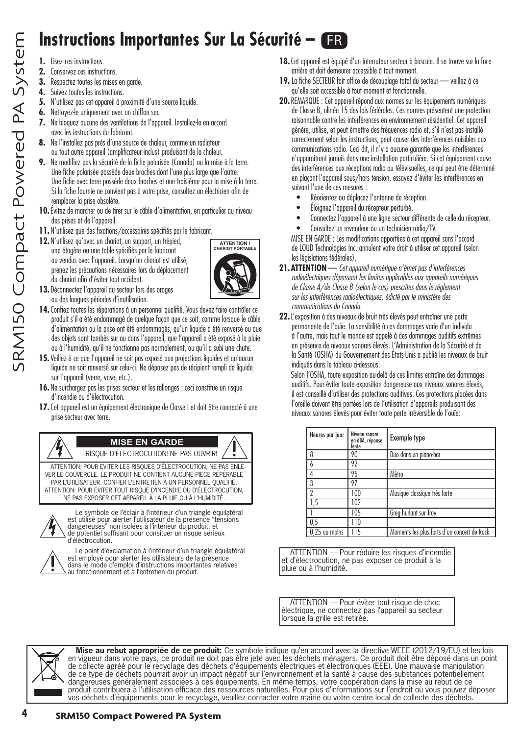# Instructions Importantes Sur La Sécurité – FR

1. Lisez ces instructions.
2. Conservez ces instructions.
3. Respectez toutes les mises en garde.
4. Suivez toutes les instructions.
5. N'utilisez pas cet appareil à proximité d'une source liquide.
6. Nettoyez-le uniquement avec un chiffon sec.
7. Ne bloquez aucune des ventilations de l'appareil. Installez-le en accord avec les instructions du fabricant.
8. Ne l'installez pas près d'une source de chaleur, comme un radiateur ou tout autre appareil (amplificateur inclus) produisant de la chaleur.
9. Ne modifiez pas la sécurité de la fiche polarisée (Canada) ou la mise à la terre. Une fiche polarisée possède deux broches dont l'une plus large que l'autre. Une fiche avec terre possède deux broches et une troisième pour la mise à la terre. Si la fiche fournie ne convient pas à votre prise, consultez un électricien afin de remplacer la prise obsolète.
10. Évitez de marcher ou de tirer sur le câble d'alimentation, en particulier au niveau des prises et de l'appareil.
11. N'utilisez que des fixations/accessoires spécifiés par le fabricant.
12. N'utilisez qu'avec un chariot, un support, un trépied, une étagère ou une table spécifiés par le fabricant ou vendus avec l'appareil. Lorsqu'un chariot est utilisé, prenez les précautions nécessaires lors du déplacement du chariot afin d'éviter tout accident.

ATTENTION ! CHARIOT PORTABLE

13. Déconnectez l'appareil du secteur lors des orages ou des longues périodes d'inutilisation.
14. Confiez toutes les réparations à un personnel qualifié. Vous devez faire contrôler ce produit s'il a été endommagé de quelque façon que ce soit, comme lorsque le câble d'alimentation ou la prise ont été endommagés, qu'un liquide a été renversé ou que des objets sont tombés sur ou dans l'appareil, que l'appareil a été exposé à la pluie ou à l'humidité, qu'il ne fonctionne pas normalement, ou qu'il a subi une chute.
15. Veillez à ce que l'appareil ne soit pas exposé aux projections liquides et qu'aucun liquide ne soit renversé sur celui-ci. Ne déposez pas de récipient rempli de liquide sur l'appareil (verre, vase, etc.).
16. Ne surchargez pas les prises secteur et les rallonges : ceci constitue un risque d'incendie ou d'électrocution.
17. Cet appareil est un équipement électronique de Classe I et doit être connecté à une prise secteur avec terre.

**MISE EN GARDE**

RISQUE D'ÉLECTROCUTION! NE PAS OUVRIR!

ATTENTION: POUR EVITER LES RISQUES D'ÉLECTROCUTION, NE PAS ENLEVER LE COUVERCLE. LE PRODUIT NE CONTIENT AUCUNE PIECE RÉPÉRABLE PAR L'UTILISATEUR. CONFIER L'ENTRETIEN À UN PERSONNEL QUALIFIÉ. ATTENTION: POUR EVITER TOUT RISQUE D'INCENDIE OU D'ÉLECTROCUTION, NE PAS EXPOSER CET APPAREIL À LA PLUIE OU À L'HUMIDITÉ.

Le symbole de l'éclair à l'intérieur d'un triangle équilatéral est utilisé pour alerter l'utilisateur de la présence "tensions dangereuses" non isolées à l'intérieur du produit, et de potentiel suffisant pour consituer un risque sérieux d'éléctrocution.

Le point d'exclamation à l'intérieur d'un triangle équilatéral est employé pour alerter les utilisateurs de la présence dans le mode d'emploi d'instructions importantes relatives au fonctionnement et à l'entretien du produit.

18. Cet appareil est équipé d'un interrupteur secteur à bascule. Il se trouve sur la face arrière et doit demeurer accessible à tout moment.
19. La fiche SECTEUR fait office de découplage total du secteur — veillez à ce qu'elle soit accessible à tout moment et fonctionnelle.
20. REMARQUE : Cet appareil répond aux normes sur les équipements numériques de Classe B, alinéa 15 des lois fédérales. Ces normes présentent une protection raisonnable contre les interférences en environnement résidentiel. Cet appareil génère, utilise, et peut émettre des fréquences radio et, s'il n'est pas installé correctement selon les instructions, peut causer des interférences nuisibles aux communications radio. Ceci dit, il n'y a aucune garantie que les interférences n'apparaîtront jamais dans une installation particulière. Si cet équipement cause des interférences aux réceptions radio ou télévisuelles, ce qui peut être déterminé en plaçant l'appareil sous/hors tension, essayez d'éviter les interférences en suivant l'une de ces mesures :
    - Réorientez ou déplacez l'antenne de réception.
    - Éloignez l'appareil du récepteur perturbé.
    - Connectez l'appareil à une ligne secteur différente de celle du récepteur.
    - Consultez un revendeur ou un technicien radio/TV.

    MISE EN GARDE : Les modifications apportées à cet appareil sans l'accord de LOUD Technologies Inc. annulent votre droit à utiliser cet appareil (selon les législations fédérales).
21. **ATTENTION** — *Cet appareil numérique n'émet pas d'interférences radioélectriques dépassant les limites applicables aux appareils numériques de Classe A/de Classe B (selon le cas) prescrites dans le règlement sur les interférences radioélectriques, édicté par le ministère des communications du Canada.*
22. L'exposition à des niveaux de bruit très élevés peut entraîner une perte permanente de l'ouïe. La sensibilité à ces dommages varie d'un individu à l'autre, mais tout le monde est appelé à des dommages auditifs extrêmes en présence de niveaux sonores élevés. L'Administration de la Sécurité et de la Santé (OSHA) du Gouvernement des États-Unis a publié les niveaux de bruit indiqués dans le tableau ci-dessous.

    Selon l'OSHA, toute exposition au-delà de ces limites entraîne des dommages auditifs. Pour éviter toute exposition dangereuse aux niveaux sonores élevés, il est conseillé d'utiliser des protections auditives. Ces protections placées dans l'oreille doivent être portées lors de l'utilisation d'appareils produisant des niveaux sonores élevés pour éviter toute perte irréversible de l'ouïe:

| Heures par jour | Niveau sonore en dBA, réponse lente | Exemple type |
|---|---|---|
| 8 | 90 | Duo dans un piano-bar |
| 6 | 92 | |
| 4 | 95 | Métro |
| 3 | 97 | |
| 2 | 100 | Musique classique très forte |
| 1,5 | 102 | |
| 1 | 105 | Greg hurlant sur Troy |
| 0,5 | 110 | |
| 0,25 ou moins | 115 | Moments les plus forts d'un concert de Rock |

ATTENTION — Pour réduire les risques d'incendie et d'électrocution, ne pas exposer ce produit à la pluie ou à l'humidité.

ATTENTION — Pour éviter tout risque de choc électrique, ne connectez pas l'appareil au secteur lorsque la grille est retirée.

**Mise au rebut appropriée de ce produit:** Ce symbole indique qu'en accord avec la directive WEEE (2012/19/EU) et les lois en vigueur dans votre pays, ce produit ne doit pas être jeté avec les déchets ménagers. Ce produit doit être déposé dans un point de collecte agréé pour le recyclage des déchets d'équipements électriques et électroniques (EEE). Une mauvaise manipulation de ce type de déchets pourrait avoir un impact négatif sur l'environnement et la santé à cause des substances potentiellement dangereuses généralement associées à ces équipements. En même temps, votre coopération dans la mise au rebut de ce produit contribuera à l'utilisation efficace des ressources naturelles. Pour plus d'informations sur l'endroit où vous pouvez déposer vos déchets d'équipements pour le recyclage, veuillez contacter votre mairie ou votre centre local de collecte des déchets.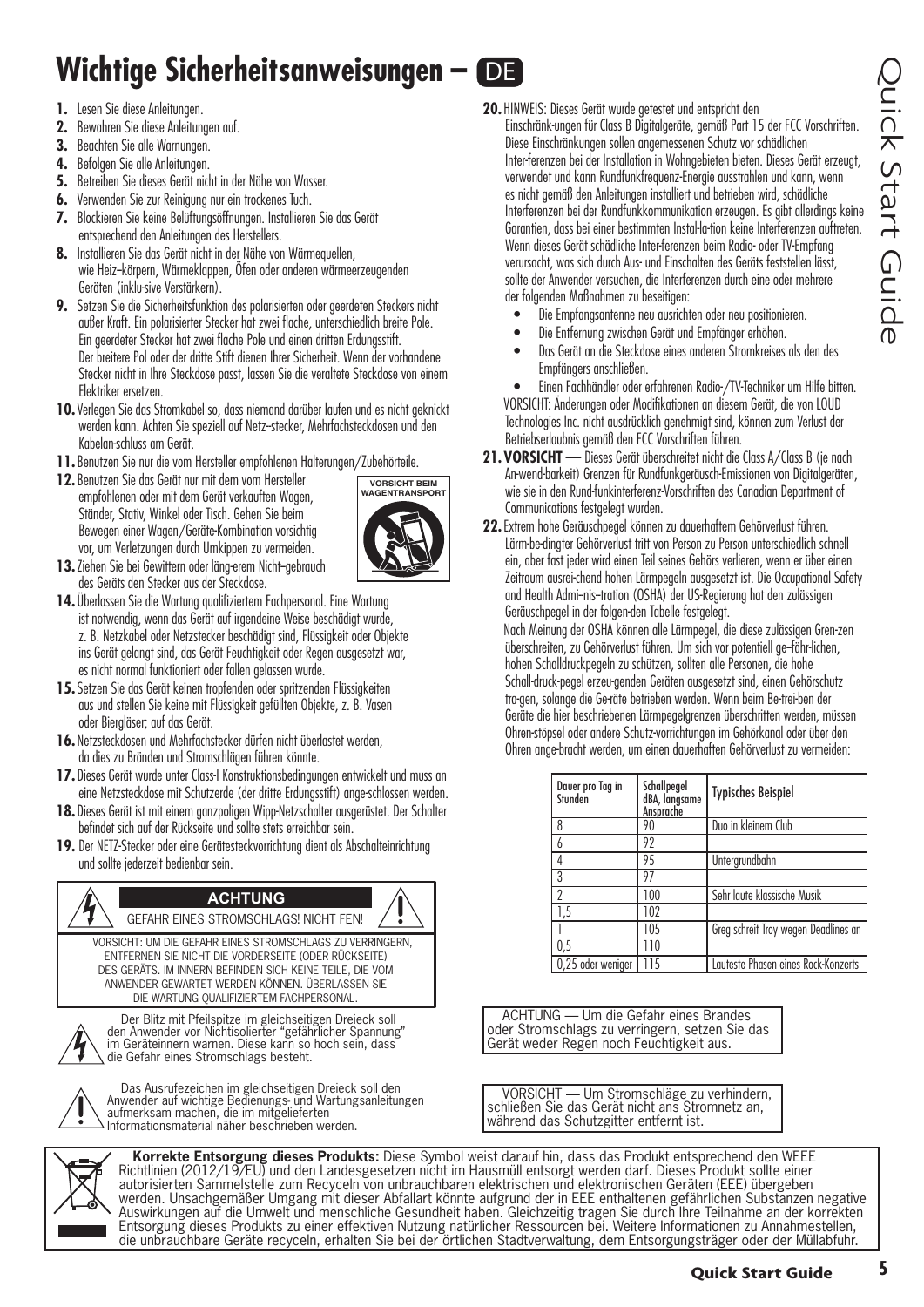# Wichtige Sicherheitsanweisungen – DE

1. Lesen Sie diese Anleitungen.
2. Bewahren Sie diese Anleitungen auf.
3. Beachten Sie alle Warnungen.
4. Befolgen Sie alle Anleitungen.
5. Betreiben Sie dieses Gerät nicht in der Nähe von Wasser.
6. Verwenden Sie zur Reinigung nur ein trockenes Tuch.
7. Blockieren Sie keine Belüftungsöffnungen. Installieren Sie das Gerät entsprechend den Anleitungen des Herstellers.
8. Installieren Sie das Gerät nicht in der Nähe von Wärmequellen, wie Heiz–körpern, Wärmeklappen, Öfen oder anderen wärmeerzeugenden Geräten (inklu-sive Verstärkern).
9. Setzen Sie die Sicherheitsfunktion des polarisierten oder geerdeten Steckers nicht außer Kraft. Ein polarisierter Stecker hat zwei flache, unterschiedlich breite Pole. Ein geerdeter Stecker hat zwei flache Pole und einen dritten Erdungsstift. Der breitere Pol oder der dritte Stift dienen Ihrer Sicherheit. Wenn der vorhandene Stecker nicht in Ihre Steckdose passt, lassen Sie die veraltete Steckdose von einem Elektriker ersetzen.
10. Verlegen Sie das Stromkabel so, dass niemand darüber laufen und es nicht geknickt werden kann. Achten Sie speziell auf Netz–stecker, Mehrfachsteckdosen und den Kabelan-schluss am Gerät.
11. Benutzen Sie nur die vom Hersteller empfohlenen Halterungen/Zubehörteile.
12. Benutzen Sie das Gerät nur mit dem vom Hersteller empfohlenen oder mit dem Gerät verkauften Wagen, Ständer, Stativ, Winkel oder Tisch. Gehen Sie beim Bewegen einer Wagen/Geräte-Kombination vorsichtig vor, um Verletzungen durch Umkippen zu vermeiden.

   VORSICHT BEIM WAGENTRANSPORT

13. Ziehen Sie bei Gewittern oder läng-erem Nicht–gebrauch des Geräts den Stecker aus der Steckdose.
14. Überlassen Sie die Wartung qualifiziertem Fachpersonal. Eine Wartung ist notwendig, wenn das Gerät auf irgendeine Weise beschädigt wurde, z. B. Netzkabel oder Netzstecker beschädigt sind, Flüssigkeit oder Objekte ins Gerät gelangt sind, das Gerät Feuchtigkeit oder Regen ausgesetzt war, es nicht normal funktioniert oder fallen gelassen wurde.
15. Setzen Sie das Gerät keinen tropfenden oder spritzenden Flüssigkeiten aus und stellen Sie keine mit Flüssigkeit gefüllten Objekte, z. B. Vasen oder Biergläser; auf das Gerät.
16. Netzsteckdosen und Mehrfachstecker dürfen nicht überlastet werden, da dies zu Bränden und Stromschlägen führen könnte.
17. Dieses Gerät wurde unter Class-I Konstruktionsbedingungen entwickelt und muss an eine Netzsteckdose mit Schutzerde (der dritte Erdungsstift) ange-schlossen werden.
18. Dieses Gerät ist mit einem ganzpoligen Wipp-Netzschalter ausgerüstet. Der Schalter befindet sich auf der Rückseite und sollte stets erreichbar sein.
19. Der NETZ-Stecker oder eine Gerätesteckvorrichtung dient als Abschalteinrichtung und sollte jederzeit bedienbar sein.

**ACHTUNG**

GEFAHR EINES STROMSCHLAGS! NICHT FEN!

VORSICHT: UM DIE GEFAHR EINES STROMSCHLAGS ZU VERRINGERN, ENTFERNEN SIE NICHT DIE VORDERSEITE (ODER RÜCKSEITE) DES GERÄTS. IM INNERN BEFINDEN SICH KEINE TEILE, DIE VOM ANWENDER GEWARTET WERDEN KÖNNEN. ÜBERLASSEN SIE DIE WARTUNG QUALIFIZIERTEM FACHPERSONAL.

Der Blitz mit Pfeilspitze im gleichseitigen Dreieck soll den Anwender vor Nichtisolierter "gefährlicher Spannung" im Geräteinnern warnen. Diese kann so hoch sein, dass die Gefahr eines Stromschlags besteht.

Das Ausrufezeichen im gleichseitigen Dreieck soll den Anwender auf wichtige Bedienungs- und Wartungsanleitungen aufmerksam machen, die im mitgelieferten Informationsmaterial näher beschrieben werden.

20. HINWEIS: Dieses Gerät wurde getestet und entspricht den Einschränk-ungen für Class B Digitalgeräte, gemäß Part 15 der FCC Vorschriften. Diese Einschränkungen sollen angemessenen Schutz vor schädlichen Inter-ferenzen bei der Installation in Wohngebieten bieten. Dieses Gerät erzeugt, verwendet und kann Rundfunkfrequenz-Energie ausstrahlen und kann, wenn es nicht gemäß den Anleitungen installiert und betrieben wird, schädliche Interferenzen bei der Rundfunkkommunikation erzeugen. Es gibt allerdings keine Garantien, dass bei einer bestimmten Instal-la-tion keine Interferenzen auftreten. Wenn dieses Gerät schädliche Inter-ferenzen beim Radio- oder TV-Empfang verursacht, was sich durch Aus- und Einschalten des Geräts feststellen lässt, sollte der Anwender versuchen, die Interferenzen durch eine oder mehrere der folgenden Maßnahmen zu beseitigen:
    - Die Empfangsantenne neu ausrichten oder neu positionieren.
    - Die Entfernung zwischen Gerät und Empfänger erhöhen.
    - Das Gerät an die Steckdose eines anderen Stromkreises als den des Empfängers anschließen.
    - Einen Fachhändler oder erfahrenen Radio-/TV-Techniker um Hilfe bitten.

    VORSICHT: Änderungen oder Modifikationen an diesem Gerät, die von LOUD Technologies Inc. nicht ausdrücklich genehmigt sind, können zum Verlust der Betriebserlaubnis gemäß den FCC Vorschriften führen.
21. **VORSICHT** — Dieses Gerät überschreitet nicht die Class A/Class B (je nach An-wend-barkeit) Grenzen für Rundfunkgeräusch-Emissionen von Digitalgeräten, wie sie in den Rund-funkinterferenz-Vorschriften des Canadian Department of Communications festgelegt wurden.
22. Extrem hohe Geräuschpegel können zu dauerhaftem Gehörverlust führen. Lärm-be-dingter Gehörverlust tritt von Person zu Person unterschiedlich schnell ein, aber fast jeder wird einen Teil seines Gehörs verlieren, wenn er über einen Zeitraum ausrei-chend hohen Lärmpegeln ausgesetzt ist. Die Occupational Safety and Health Admi–nis–tration (OSHA) der US-Regierung hat den zulässigen Geräuschpegel in der folgen-den Tabelle festgelegt.
    Nach Meinung der OSHA können alle Lärmpegel, die diese zulässigen Gren-zen überschreiten, zu Gehörverlust führen. Um sich vor potentiell ge–fähr-lichen, hohen Schalldruckpegeln zu schützen, sollten alle Personen, die hohe Schall-druck-pegel erzeu-genden Geräten ausgesetzt sind, einen Gehörschutz tra-gen, solange die Ge-räte betrieben werden. Wenn beim Be-trei-ben der Geräte die hier beschriebenen Lärmpegelgrenzen überschritten werden, müssen Ohren-stöpsel oder andere Schutz-vorrichtungen im Gehörkanal oder über den Ohren ange-bracht werden, um einen dauerhaften Gehörverlust zu vermeiden:

| Dauer pro Tag in Stunden | Schallpegel dBA, langsame Ansprache | Typisches Beispiel |
|---|---|---|
| 8 | 90 | Duo in kleinem Club |
| 6 | 92 | |
| 4 | 95 | Untergrundbahn |
| 3 | 97 | |
| 2 | 100 | Sehr laute klassische Musik |
| 1,5 | 102 | |
| 1 | 105 | Greg schreit Troy wegen Deadlines an |
| 0,5 | 110 | |
| 0,25 oder weniger | 115 | Lauteste Phasen eines Rock-Konzerts |

ACHTUNG — Um die Gefahr eines Brandes oder Stromschlags zu verringern, setzen Sie das Gerät weder Regen noch Feuchtigkeit aus.

VORSICHT — Um Stromschläge zu verhindern, schließen Sie das Gerät nicht ans Stromnetz an, während das Schutzgitter entfernt ist.

**Korrekte Entsorgung dieses Produkts:** Diese Symbol weist darauf hin, dass das Produkt entsprechend den WEEE Richtlinien (2012/19/EU) und den Landesgesetzen nicht im Hausmüll entsorgt werden darf. Dieses Produkt sollte einer autorisierten Sammelstelle zum Recyceln von unbrauchbaren elektrischen und elektronischen Geräten (EEE) übergeben werden. Unsachgemäßer Umgang mit dieser Abfallart könnte aufgrund der in EEE enthaltenen gefährlichen Substanzen negative Auswirkungen auf die Umwelt und menschliche Gesundheit haben. Gleichzeitig tragen Sie durch Ihre Teilnahme an der korrekten Entsorgung dieses Produkts zu einer effektiven Nutzung natürlicher Ressourcen bei. Weitere Informationen zu Annahmestellen, die unbrauchbare Geräte recyceln, erhalten Sie bei der örtlichen Stadtverwaltung, dem Entsorgungsträger oder der Müllabfuhr.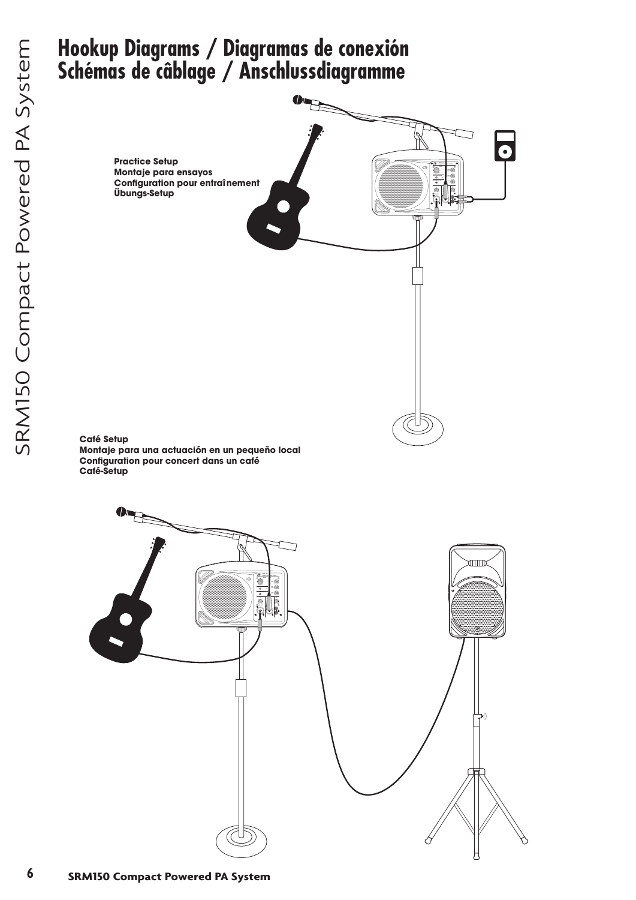# Hookup Diagrams / Diagramas de conexión Schémas de câblage / Anschlussdiagramme

**Practice Setup**
**Montaje para ensayos**
**Configuration pour entraînement**
**Übungs-Setup**

**Café Setup**
**Montaje para una actuación en un pequeño local**
**Configuration pour concert dans un café**
**Café-Setup**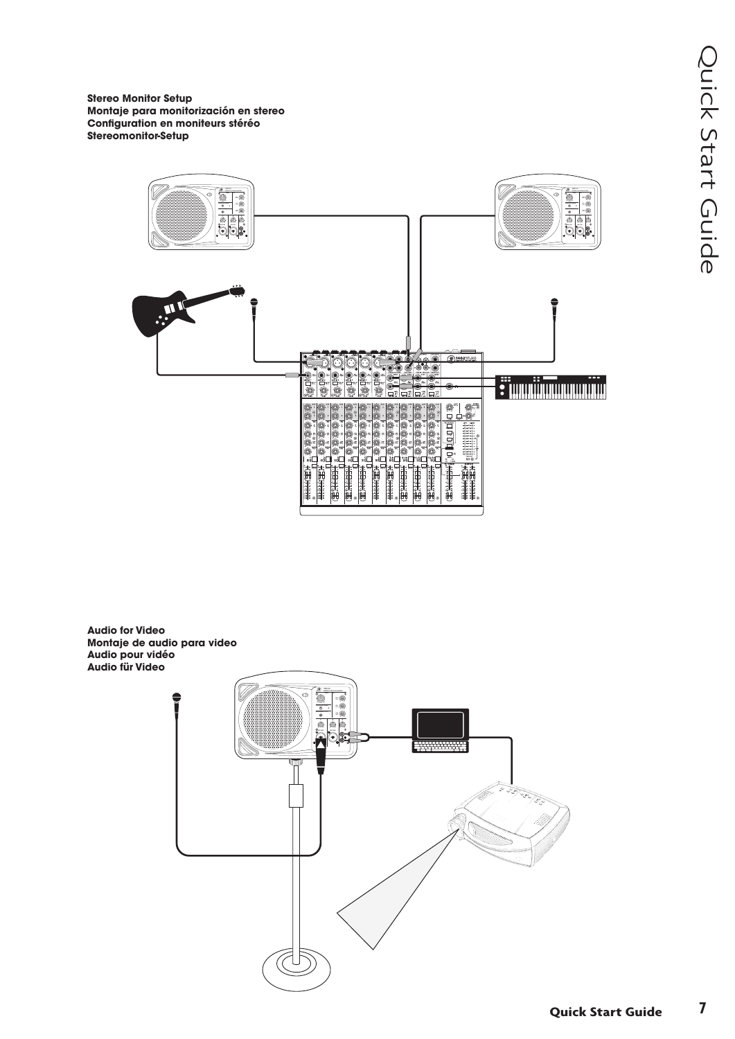**Stereo Monitor Setup**
**Montaje para monitorización en stereo**
**Configuration en moniteurs stéréo**
**Stereomonitor-Setup**

**Audio for Video**
**Montaje de audio para video**
**Audio pour vidéo**
**Audio für Video**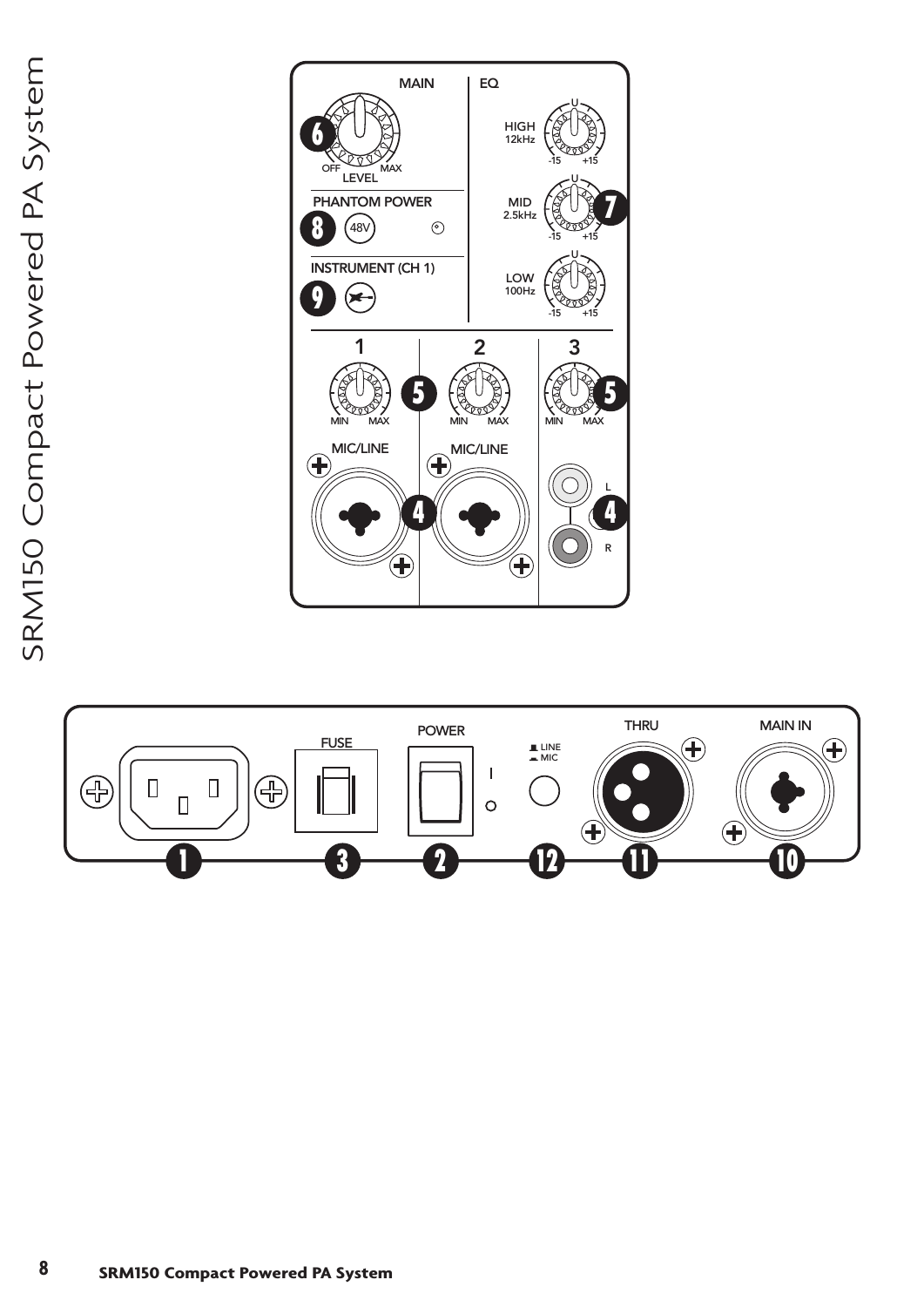MAIN

LEVEL

OFF MAX

EQ

HIGH 12kHz

MID 2.5kHz

LOW 100Hz

-15 +15

PHANTOM POWER

48V

INSTRUMENT (CH 1)

1 2 3

MIN MAX

MIC/LINE

L

R

FUSE

POWER

LINE

MIC

THRU

MAIN IN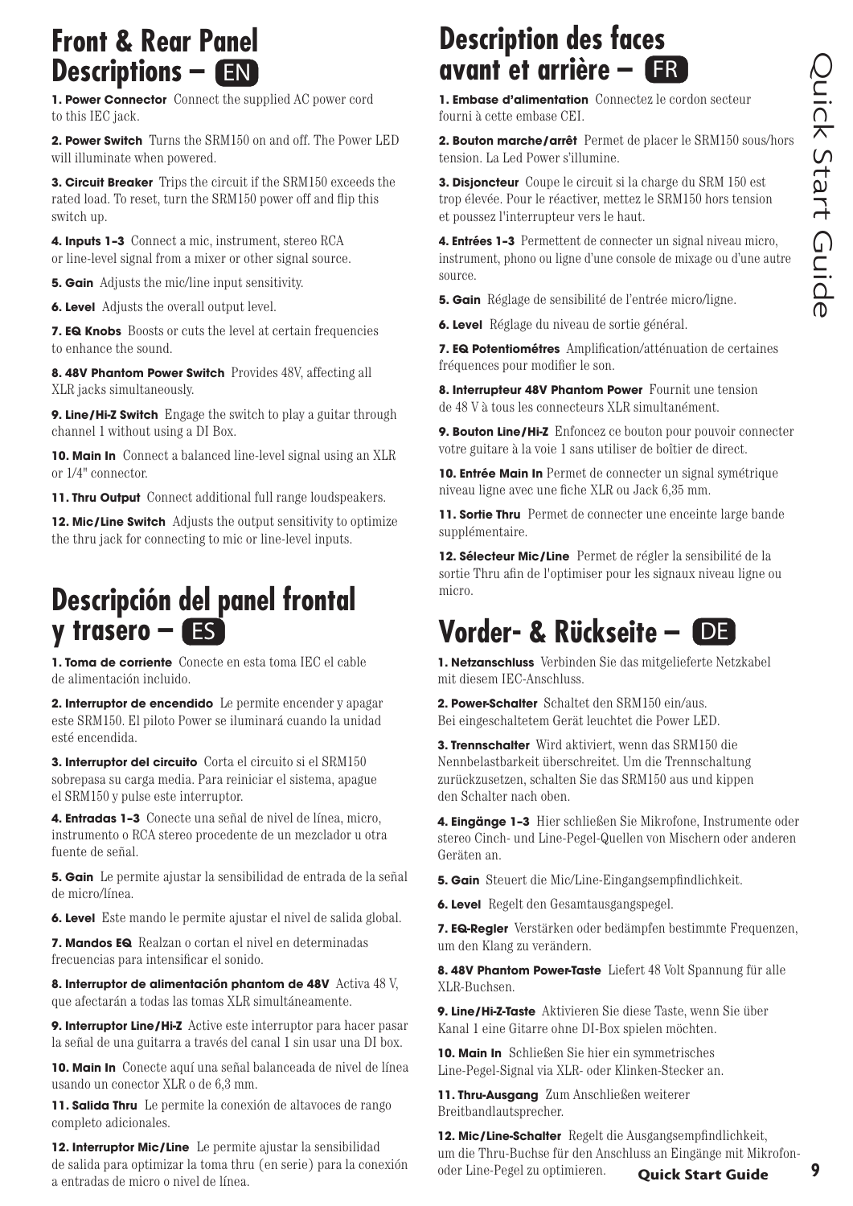## Front & Rear Panel Descriptions – EN

**1. Power Connector** Connect the supplied AC power cord to this IEC jack.

**2. Power Switch** Turns the SRM150 on and off. The Power LED will illuminate when powered.

**3. Circuit Breaker** Trips the circuit if the SRM150 exceeds the rated load. To reset, turn the SRM150 power off and flip this switch up.

**4. Inputs 1–3** Connect a mic, instrument, stereo RCA or line-level signal from a mixer or other signal source.

**5. Gain** Adjusts the mic/line input sensitivity.

**6. Level** Adjusts the overall output level.

**7. EQ Knobs** Boosts or cuts the level at certain frequencies to enhance the sound.

**8. 48V Phantom Power Switch** Provides 48V, affecting all XLR jacks simultaneously.

**9. Line/Hi-Z Switch** Engage the switch to play a guitar through channel 1 without using a DI Box.

**10. Main In** Connect a balanced line-level signal using an XLR or 1/4" connector.

**11. Thru Output** Connect additional full range loudspeakers.

**12. Mic/Line Switch** Adjusts the output sensitivity to optimize the thru jack for connecting to mic or line-level inputs.

## Descripción del panel frontal y trasero – ES

**1. Toma de corriente** Conecte en esta toma IEC el cable de alimentación incluido.

**2. Interruptor de encendido** Le permite encender y apagar este SRM150. El piloto Power se iluminará cuando la unidad esté encendida.

**3. Interruptor del circuito** Corta el circuito si el SRM150 sobrepasa su carga media. Para reiniciar el sistema, apague el SRM150 y pulse este interruptor.

**4. Entradas 1–3** Conecte una señal de nivel de línea, micro, instrumento o RCA stereo procedente de un mezclador u otra fuente de señal.

**5. Gain** Le permite ajustar la sensibilidad de entrada de la señal de micro/línea.

**6. Level** Este mando le permite ajustar el nivel de salida global.

**7. Mandos EQ** Realzan o cortan el nivel en determinadas frecuencias para intensificar el sonido.

**8. Interruptor de alimentación phantom de 48V** Activa 48 V, que afectarán a todas las tomas XLR simultáneamente.

**9. Interruptor Line/Hi-Z** Active este interruptor para hacer pasar la señal de una guitarra a través del canal 1 sin usar una DI box.

**10. Main In** Conecte aquí una señal balanceada de nivel de línea usando un conector XLR o de 6,3 mm.

**11. Salida Thru** Le permite la conexión de altavoces de rango completo adicionales.

**12. Interruptor Mic/Line** Le permite ajustar la sensibilidad de salida para optimizar la toma thru (en serie) para la conexión a entradas de micro o nivel de línea.

## Description des faces avant et arrière – FR

**1. Embase d'alimentation** Connectez le cordon secteur fourni à cette embase CEI.

**2. Bouton marche/arrêt** Permet de placer le SRM150 sous/hors tension. La Led Power s'illumine.

**3. Disjoncteur** Coupe le circuit si la charge du SRM 150 est trop élevée. Pour le réactiver, mettez le SRM150 hors tension et poussez l'interrupteur vers le haut.

**4. Entrées 1–3** Permettent de connecter un signal niveau micro, instrument, phono ou ligne d'une console de mixage ou d'une autre source.

**5. Gain** Réglage de sensibilité de l'entrée micro/ligne.

**6. Level** Réglage du niveau de sortie général.

**7. EQ Potentiométres** Amplification/atténuation de certaines fréquences pour modifier le son.

**8. Interrupteur 48V Phantom Power** Fournit une tension de 48 V à tous les connecteurs XLR simultanément.

**9. Bouton Line/Hi-Z** Enfoncez ce bouton pour pouvoir connecter votre guitare à la voie 1 sans utiliser de boîtier de direct.

**10. Entrée Main In** Permet de connecter un signal symétrique niveau ligne avec une fiche XLR ou Jack 6,35 mm.

**11. Sortie Thru** Permet de connecter une enceinte large bande supplémentaire.

**12. Sélecteur Mic/Line** Permet de régler la sensibilité de la sortie Thru afin de l'optimiser pour les signaux niveau ligne ou micro.

## Vorder- & Rückseite – DE

**1. Netzanschluss** Verbinden Sie das mitgelieferte Netzkabel mit diesem IEC-Anschluss.

**2. Power-Schalter** Schaltet den SRM150 ein/aus. Bei eingeschaltetem Gerät leuchtet die Power LED.

**3. Trennschalter** Wird aktiviert, wenn das SRM150 die Nennbelastbarkeit überschreitet. Um die Trennschaltung zurückzusetzen, schalten Sie das SRM150 aus und kippen den Schalter nach oben.

**4. Eingänge 1–3** Hier schließen Sie Mikrofone, Instrumente oder stereo Cinch- und Line-Pegel-Quellen von Mischern oder anderen Geräten an.

**5. Gain** Steuert die Mic/Line-Eingangsempfindlichkeit.

**6. Level** Regelt den Gesamtausgangspegel.

**7. EQ-Regler** Verstärken oder bedämpfen bestimmte Frequenzen, um den Klang zu verändern.

**8. 48V Phantom Power-Taste** Liefert 48 Volt Spannung für alle XLR-Buchsen.

**9. Line/Hi-Z-Taste** Aktivieren Sie diese Taste, wenn Sie über Kanal 1 eine Gitarre ohne DI-Box spielen möchten.

**10. Main In** Schließen Sie hier ein symmetrisches Line-Pegel-Signal via XLR- oder Klinken-Stecker an.

**11. Thru-Ausgang** Zum Anschließen weiterer Breitbandlautsprecher.

**12. Mic/Line-Schalter** Regelt die Ausgangsempfindlichkeit, um die Thru-Buchse für den Anschluss an Eingänge mit Mikrofon- oder Line-Pegel zu optimieren.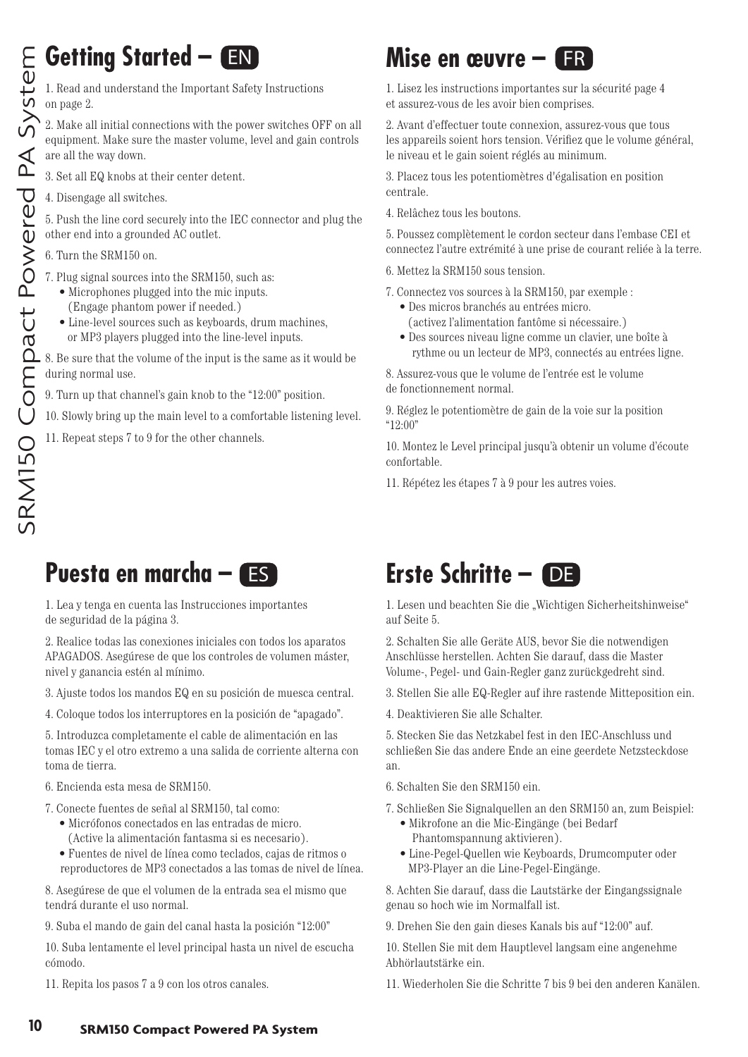## Getting Started – EN

1. Read and understand the Important Safety Instructions on page 2.

2. Make all initial connections with the power switches OFF on all equipment. Make sure the master volume, level and gain controls are all the way down.

3. Set all EQ knobs at their center detent.

4. Disengage all switches.

5. Push the line cord securely into the IEC connector and plug the other end into a grounded AC outlet.

6. Turn the SRM150 on.

7. Plug signal sources into the SRM150, such as:
   - Microphones plugged into the mic inputs. (Engage phantom power if needed.)
   - Line-level sources such as keyboards, drum machines, or MP3 players plugged into the line-level inputs.

8. Be sure that the volume of the input is the same as it would be during normal use.

9. Turn up that channel's gain knob to the "12:00" position.

10. Slowly bring up the main level to a comfortable listening level.

11. Repeat steps 7 to 9 for the other channels.

## Mise en œuvre – FR

1. Lisez les instructions importantes sur la sécurité page 4 et assurez-vous de les avoir bien comprises.

2. Avant d'effectuer toute connexion, assurez-vous que tous les appareils soient hors tension. Vérifiez que le volume général, le niveau et le gain soient réglés au minimum.

3. Placez tous les potentiomètres d'égalisation en position centrale.

4. Relâchez tous les boutons.

5. Poussez complètement le cordon secteur dans l'embase CEI et connectez l'autre extrémité à une prise de courant reliée à la terre.

6. Mettez la SRM150 sous tension.

7. Connectez vos sources à la SRM150, par exemple :
   - Des micros branchés au entrées micro. (activez l'alimentation fantôme si nécessaire.)
   - Des sources niveau ligne comme un clavier, une boîte à rythme ou un lecteur de MP3, connectés aux entrées ligne.

8. Assurez-vous que le volume de l'entrée est le volume de fonctionnement normal.

9. Réglez le potentiomètre de gain de la voie sur la position "12:00"

10. Montez le Level principal jusqu'à obtenir un volume d'écoute confortable.

11. Répétez les étapes 7 à 9 pour les autres voies.

## Puesta en marcha – ES

1. Lea y tenga en cuenta las Instrucciones importantes de seguridad de la página 3.

2. Realice todas las conexiones iniciales con todos los aparatos APAGADOS. Asegúrese de que los controles de volumen máster, nivel y ganancia estén al mínimo.

3. Ajuste todos los mandos EQ en su posición de muesca central.

4. Coloque todos los interruptores en la posición de "apagado".

5. Introduzca completamente el cable de alimentación en las tomas IEC y el otro extremo a una salida de corriente alterna con toma de tierra.

6. Encienda esta mesa de SRM150.

7. Conecte fuentes de señal al SRM150, tal como:
   - Micrófonos conectados en las entradas de micro. (Active la alimentación fantasma si es necesario).
   - Fuentes de nivel de línea como teclados, cajas de ritmos o reproductores de MP3 conectados a las tomas de nivel de línea.

8. Asegúrese de que el volumen de la entrada sea el mismo que tendrá durante el uso normal.

9. Suba el mando de gain del canal hasta la posición "12:00"

10. Suba lentamente el level principal hasta un nivel de escucha cómodo.

11. Repita los pasos 7 a 9 con los otros canales.

## Erste Schritte – DE

1. Lesen und beachten Sie die „Wichtigen Sicherheitshinweise" auf Seite 5.

2. Schalten Sie alle Geräte AUS, bevor Sie die notwendigen Anschlüsse herstellen. Achten Sie darauf, dass die Master Volume-, Pegel- und Gain-Regler ganz zurückgedreht sind.

3. Stellen Sie alle EQ-Regler auf ihre rastende Mitteposition ein.

4. Deaktivieren Sie alle Schalter.

5. Stecken Sie das Netzkabel fest in den IEC-Anschluss und schließen Sie das andere Ende an eine geerdete Netzsteckdose an.

6. Schalten Sie den SRM150 ein.

7. Schließen Sie Signalquellen an den SRM150 an, zum Beispiel:
   - Mikrofone an die Mic-Eingänge (bei Bedarf Phantomspannung aktivieren).
   - Line-Pegel-Quellen wie Keyboards, Drumcomputer oder MP3-Player an die Line-Pegel-Eingänge.

8. Achten Sie darauf, dass die Lautstärke der Eingangssignale genau so hoch wie im Normalfall ist.

9. Drehen Sie den gain dieses Kanals bis auf "12:00" auf.

10. Stellen Sie mit dem Hauptlevel langsam eine angenehme Abhörlautstärke ein.

11. Wiederholen Sie die Schritte 7 bis 9 bei den anderen Kanälen.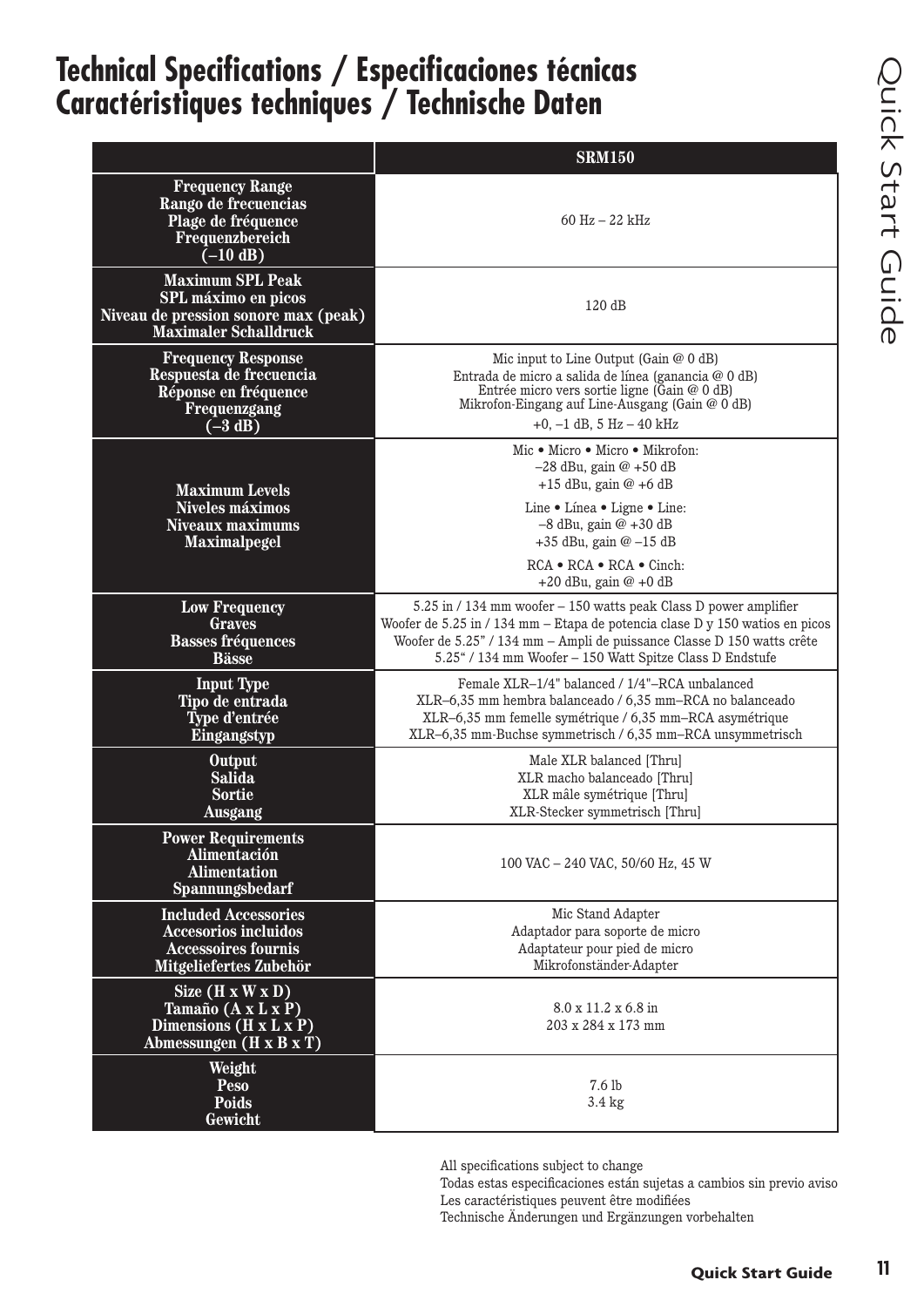# Technical Specifications / Especificaciones técnicas
# Caractéristiques techniques / Technische Daten

| | SRM150 |
|---|---|
| **Frequency Range**<br>**Rango de frecuencias**<br>**Plage de fréquence**<br>**Frequenzbereich**<br>**(–10 dB)** | 60 Hz – 22 kHz |
| **Maximum SPL Peak**<br>**SPL máximo en picos**<br>**Niveau de pression sonore max (peak)**<br>**Maximaler Schalldruck** | 120 dB |
| **Frequency Response**<br>**Respuesta de frecuencia**<br>**Réponse en fréquence**<br>**Frequenzgang**<br>**(–3 dB)** | Mic input to Line Output (Gain @ 0 dB)<br>Entrada de micro a salida de línea (ganancia @ 0 dB)<br>Entrée micro vers sortie ligne (Gain @ 0 dB)<br>Mikrofon-Eingang auf Line-Ausgang (Gain @ 0 dB)<br>+0, –1 dB, 5 Hz – 40 kHz |
| **Maximum Levels**<br>**Niveles máximos**<br>**Niveaux maximums**<br>**Maximalpegel** | Mic • Micro • Micro • Mikrofon:<br>–28 dBu, gain @ +50 dB<br>+15 dBu, gain @ +6 dB<br>Line • Línea • Ligne • Line:<br>–8 dBu, gain @ +30 dB<br>+35 dBu, gain @ –15 dB<br>RCA • RCA • RCA • Cinch:<br>+20 dBu, gain @ +0 dB |
| **Low Frequency**<br>**Graves**<br>**Basses fréquences**<br>**Bässe** | 5.25 in / 134 mm woofer – 150 watts peak Class D power amplifier<br>Woofer de 5.25 in / 134 mm – Etapa de potencia clase D y 150 watios en picos<br>Woofer de 5.25" / 134 mm – Ampli de puissance Classe D 150 watts crête<br>5.25" / 134 mm Woofer – 150 Watt Spitze Class D Endstufe |
| **Input Type**<br>**Tipo de entrada**<br>**Type d'entrée**<br>**Eingangstyp** | Female XLR–1/4" balanced / 1/4"–RCA unbalanced<br>XLR–6,35 mm hembra balanceado / 6,35 mm–RCA no balanceado<br>XLR–6,35 mm femelle symétrique / 6,35 mm–RCA asymétrique<br>XLR–6,35 mm-Buchse symmetrisch / 6,35 mm–RCA unsymmetrisch |
| **Output**<br>**Salida**<br>**Sortie**<br>**Ausgang** | Male XLR balanced [Thru]<br>XLR macho balanceado [Thru]<br>XLR mâle symétrique [Thru]<br>XLR-Stecker symmetrisch [Thru] |
| **Power Requirements**<br>**Alimentación**<br>**Alimentation**<br>**Spannungsbedarf** | 100 VAC – 240 VAC, 50/60 Hz, 45 W |
| **Included Accessories**<br>**Accesorios incluidos**<br>**Accessoires fournis**<br>**Mitgeliefertes Zubehör** | Mic Stand Adapter<br>Adaptador para soporte de micro<br>Adaptateur pour pied de micro<br>Mikrofonständer-Adapter |
| **Size (H x W x D)**<br>**Tamaño (A x L x P)**<br>**Dimensions (H x L x P)**<br>**Abmessungen (H x B x T)** | 8.0 x 11.2 x 6.8 in<br>203 x 284 x 173 mm |
| **Weight**<br>**Peso**<br>**Poids**<br>**Gewicht** | 7.6 lb<br>3.4 kg |

All specifications subject to change
Todas estas especificaciones están sujetas a cambios sin previo aviso
Les caractéristiques peuvent être modifiées
Technische Änderungen und Ergänzungen vorbehalten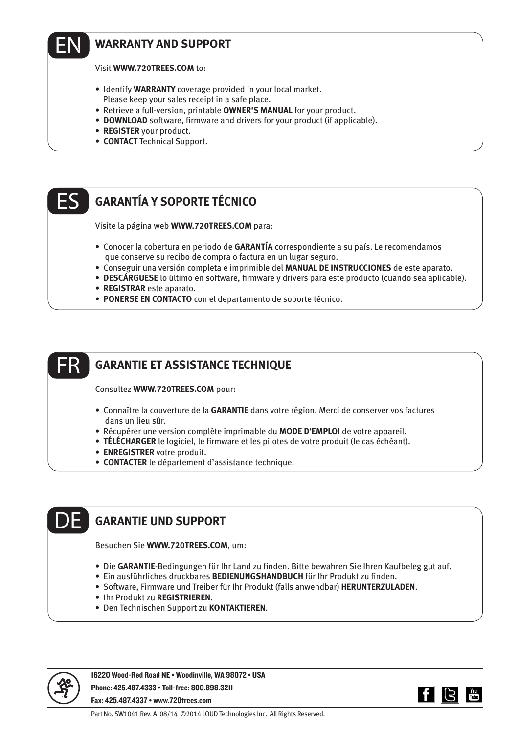## EN WARRANTY AND SUPPORT

Visit **WWW.720TREES.COM** to:

- Identify **WARRANTY** coverage provided in your local market. Please keep your sales receipt in a safe place.
- Retrieve a full-version, printable **OWNER'S MANUAL** for your product.
- **DOWNLOAD** software, firmware and drivers for your product (if applicable).
- **REGISTER** your product.
- **CONTACT** Technical Support.

## ES GARANTÍA Y SOPORTE TÉCNICO

Visite la página web **WWW.720TREES.COM** para:

- Conocer la cobertura en periodo de **GARANTÍA** correspondiente a su país. Le recomendamos que conserve su recibo de compra o factura en un lugar seguro.
- Conseguir una versión completa e imprimible del **MANUAL DE INSTRUCCIONES** de este aparato.
- **DESCÁRGUESE** lo último en software, firmware y drivers para este producto (cuando sea aplicable).
- **REGISTRAR** este aparato.
- **PONERSE EN CONTACTO** con el departamento de soporte técnico.

## FR GARANTIE ET ASSISTANCE TECHNIQUE

Consultez **WWW.720TREES.COM** pour:

- Connaître la couverture de la **GARANTIE** dans votre région. Merci de conserver vos factures dans un lieu sûr.
- Récupérer une version complète imprimable du **MODE D'EMPLOI** de votre appareil.
- **TÉLÉCHARGER** le logiciel, le firmware et les pilotes de votre produit (le cas échéant).
- **ENREGISTRER** votre produit.
- **CONTACTER** le département d'assistance technique.

## DE GARANTIE UND SUPPORT

Besuchen Sie **WWW.720TREES.COM**, um:

- Die **GARANTIE**-Bedingungen für Ihr Land zu finden. Bitte bewahren Sie Ihren Kaufbeleg gut auf.
- Ein ausführliches druckbares **BEDIENUNGSHANDBUCH** für Ihr Produkt zu finden.
- Software, Firmware und Treiber für Ihr Produkt (falls anwendbar) **HERUNTERZULADEN**.
- Ihr Produkt zu **REGISTRIEREN**.
- Den Technischen Support zu **KONTAKTIEREN**.

**16220 Wood-Red Road NE • Woodinville, WA 98072 • USA**
**Phone: 425.487.4333 • Toll-free: 800.898.3211**
**Fax: 425.487.4337 • www.720trees.com**

Part No. SW1041 Rev. A 08/14 ©2014 LOUD Technologies Inc. All Rights Reserved.